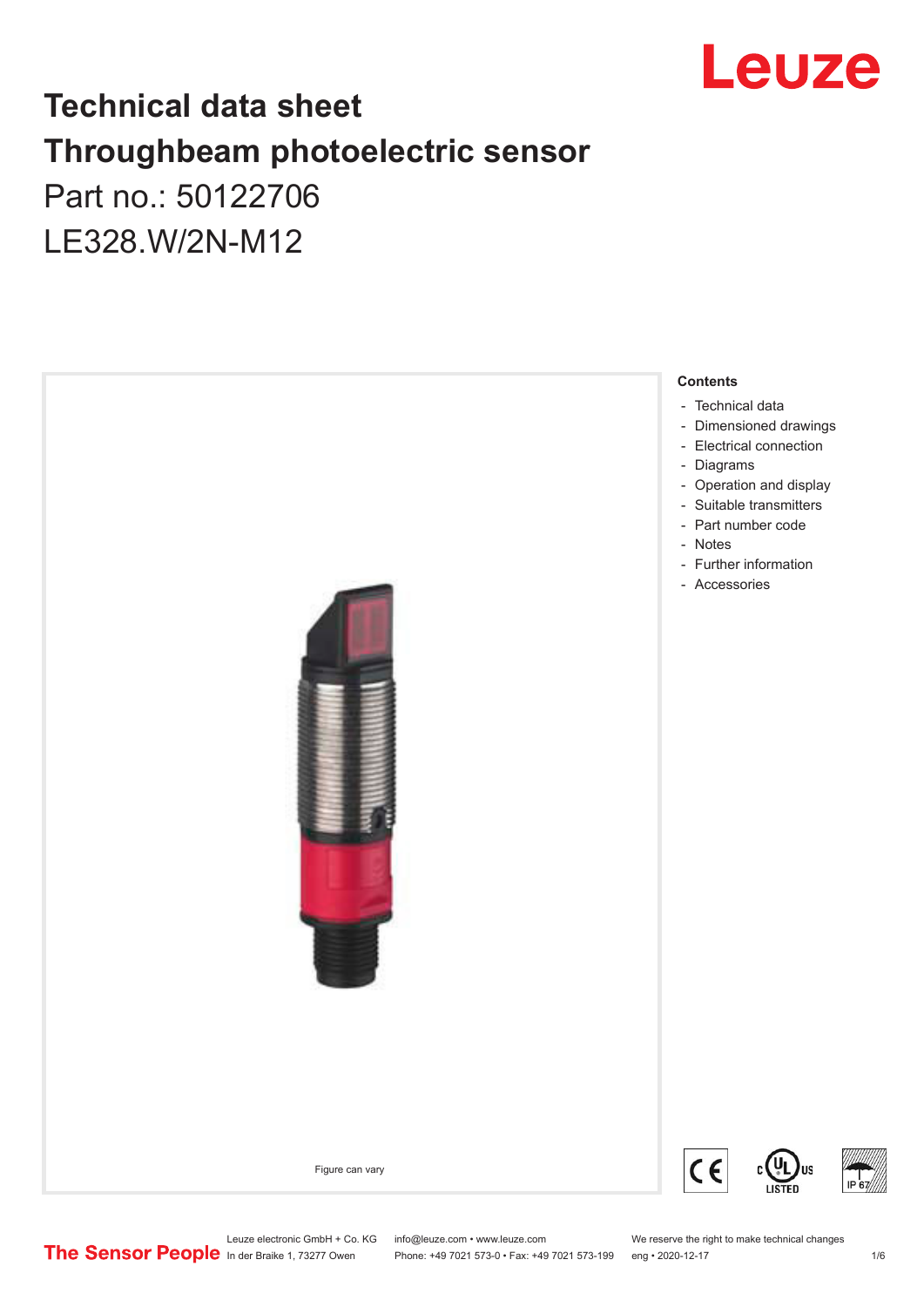# Technical data sheet
# Throughbeam photoelectric sensor

Part no.: 50122706

LE328.W/2N-M12

Figure can vary

**Contents**

- Technical data
- Dimensioned drawings
- Electrical connection
- Diagrams
- Operation and display
- Suitable transmitters
- Part number code
- Notes
- Further information
- Accessories

Leuze electronic GmbH + Co. KG
In der Braike 1, 73277 Owen

info@leuze.com • www.leuze.com
Phone: +49 7021 573-0 • Fax: +49 7021 573-199

We reserve the right to make technical changes
eng • 2020-12-17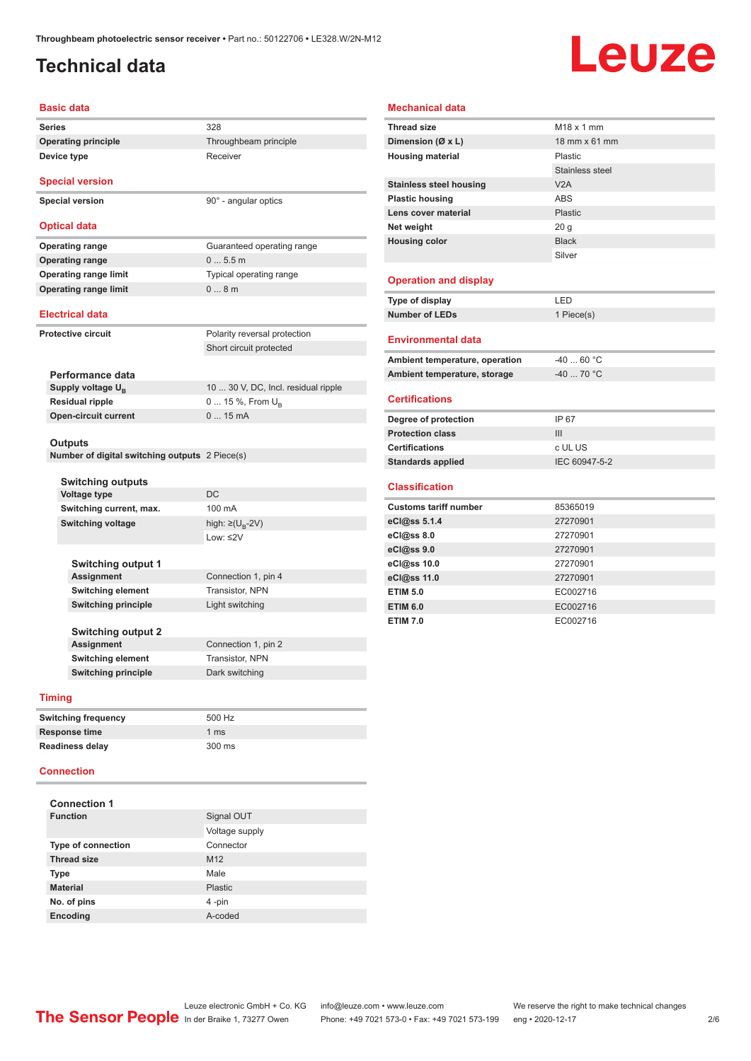# Technical data

## Basic data

| | |
|---|---|
| Series | 328 |
| Operating principle | Throughbeam principle |
| Device type | Receiver |

## Special version

| | |
|---|---|
| Special version | 90° - angular optics |

## Optical data

| | |
|---|---|
| Operating range | Guaranteed operating range |
| Operating range | 0 ... 5.5 m |
| Operating range limit | Typical operating range |
| Operating range limit | 0 ... 8 m |

## Electrical data

| | |
|---|---|
| Protective circuit | Polarity reversal protection |
| | Short circuit protected |

### Performance data

| | |
|---|---|
| Supply voltage $U_B$ | 10 ... 30 V, DC, Incl. residual ripple |
| Residual ripple | 0 ... 15 %, From $U_B$ |
| Open-circuit current | 0 ... 15 mA |

### Outputs

| | |
|---|---|
| Number of digital switching outputs | 2 Piece(s) |

#### Switching outputs

| | |
|---|---|
| Voltage type | DC |
| Switching current, max. | 100 mA |
| Switching voltage | high: ≥($U_B$-2V) |
| | Low: ≤2V |

##### Switching output 1

| | |
|---|---|
| Assignment | Connection 1, pin 4 |
| Switching element | Transistor, NPN |
| Switching principle | Light switching |

##### Switching output 2

| | |
|---|---|
| Assignment | Connection 1, pin 2 |
| Switching element | Transistor, NPN |
| Switching principle | Dark switching |

## Timing

| | |
|---|---|
| Switching frequency | 500 Hz |
| Response time | 1 ms |
| Readiness delay | 300 ms |

## Connection

### Connection 1

| | |
|---|---|
| Function | Signal OUT |
| | Voltage supply |
| Type of connection | Connector |
| Thread size | M12 |
| Type | Male |
| Material | Plastic |
| No. of pins | 4 -pin |
| Encoding | A-coded |

## Mechanical data

| | |
|---|---|
| Thread size | M18 x 1 mm |
| Dimension (Ø x L) | 18 mm x 61 mm |
| Housing material | Plastic |
| | Stainless steel |
| Stainless steel housing | V2A |
| Plastic housing | ABS |
| Lens cover material | Plastic |
| Net weight | 20 g |
| Housing color | Black |
| | Silver |

## Operation and display

| | |
|---|---|
| Type of display | LED |
| Number of LEDs | 1 Piece(s) |

## Environmental data

| | |
|---|---|
| Ambient temperature, operation | -40 ... 60 °C |
| Ambient temperature, storage | -40 ... 70 °C |

## Certifications

| | |
|---|---|
| Degree of protection | IP 67 |
| Protection class | III |
| Certifications | c UL US |
| Standards applied | IEC 60947-5-2 |

## Classification

| | |
|---|---|
| Customs tariff number | 85365019 |
| eCl@ss 5.1.4 | 27270901 |
| eCl@ss 8.0 | 27270901 |
| eCl@ss 9.0 | 27270901 |
| eCl@ss 10.0 | 27270901 |
| eCl@ss 11.0 | 27270901 |
| ETIM 5.0 | EC002716 |
| ETIM 6.0 | EC002716 |
| ETIM 7.0 | EC002716 |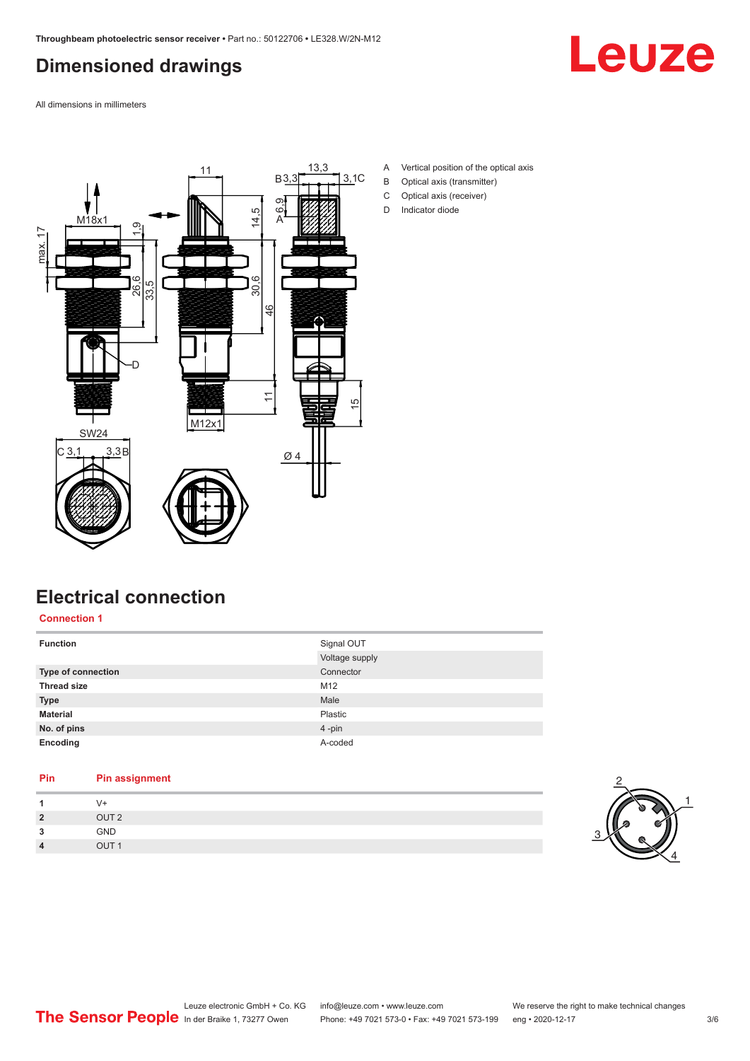## Dimensioned drawings

All dimensions in millimeters

A Vertical position of the optical axis
B Optical axis (transmitter)
C Optical axis (receiver)
D Indicator diode

## Electrical connection

### Connection 1

| Function | Signal OUT |
|---|---|
| | Voltage supply |
| Type of connection | Connector |
| Thread size | M12 |
| Type | Male |
| Material | Plastic |
| No. of pins | 4 -pin |
| Encoding | A-coded |

| Pin | Pin assignment |
|---|---|
| 1 | V+ |
| 2 | OUT 2 |
| 3 | GND |
| 4 | OUT 1 |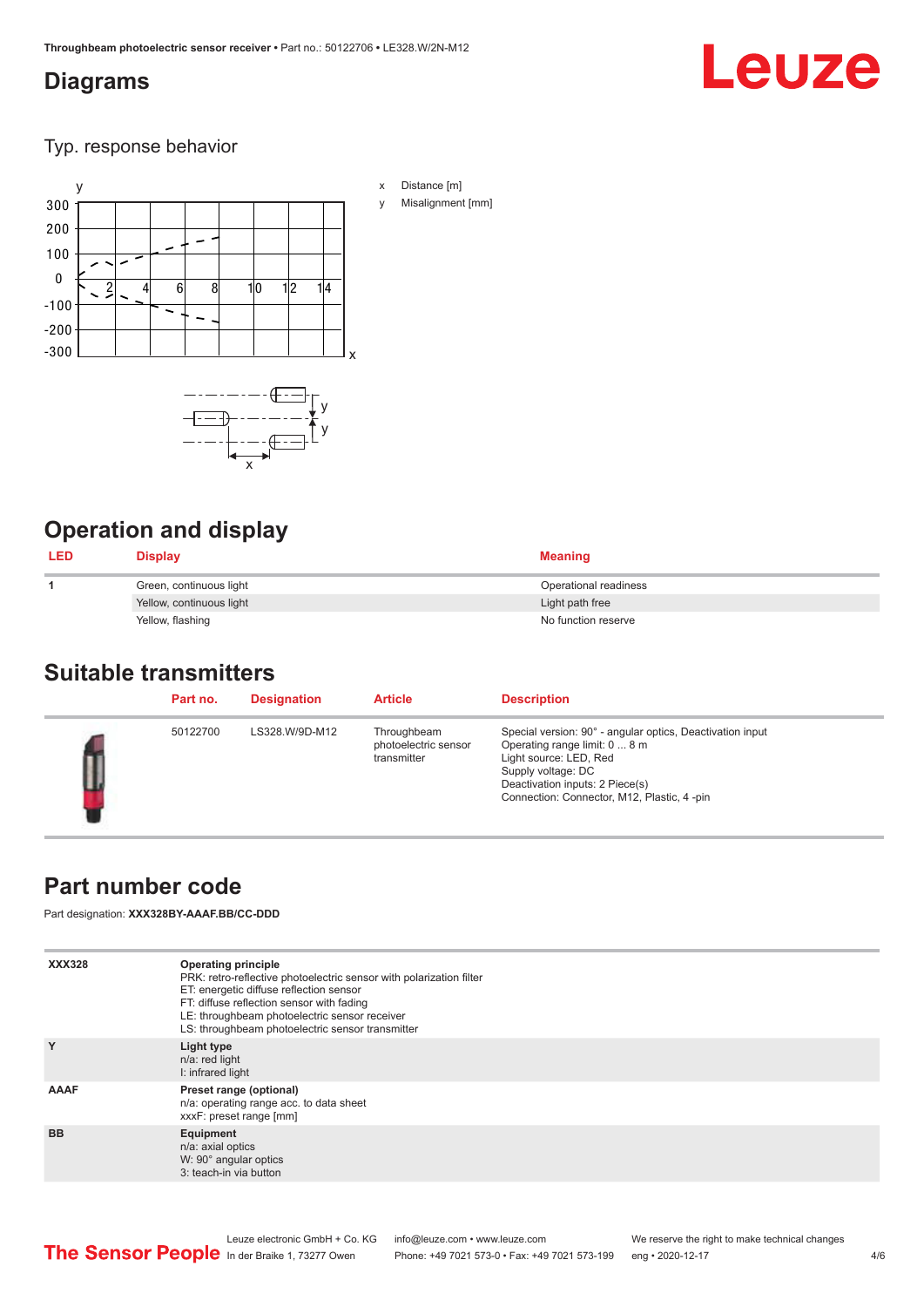# Diagrams

## Typ. response behavior

x Distance [m]

y Misalignment [mm]

# Operation and display

| LED | Display | Meaning |
|---|---|---|
| 1 | Green, continuous light | Operational readiness |
| | Yellow, continuous light | Light path free |
| | Yellow, flashing | No function reserve |

# Suitable transmitters

| | Part no. | Designation | Article | Description |
|---|---|---|---|---|
| | 50122700 | LS328.W/9D-M12 | Throughbeam photoelectric sensor transmitter | Special version: 90° - angular optics, Deactivation input<br>Operating range limit: 0 ... 8 m<br>Light source: LED, Red<br>Supply voltage: DC<br>Deactivation inputs: 2 Piece(s)<br>Connection: Connector, M12, Plastic, 4 -pin |

# Part number code

Part designation: **XXX328BY-AAAF.BB/CC-DDD**

| | |
|---|---|
| **XXX328** | **Operating principle**<br>PRK: retro-reflective photoelectric sensor with polarization filter<br>ET: energetic diffuse reflection sensor<br>FT: diffuse reflection sensor with fading<br>LE: throughbeam photoelectric sensor receiver<br>LS: throughbeam photoelectric sensor transmitter |
| **Y** | **Light type**<br>n/a: red light<br>I: infrared light |
| **AAAF** | **Preset range (optional)**<br>n/a: operating range acc. to data sheet<br>xxxF: preset range [mm] |
| **BB** | **Equipment**<br>n/a: axial optics<br>W: 90° angular optics<br>3: teach-in via button |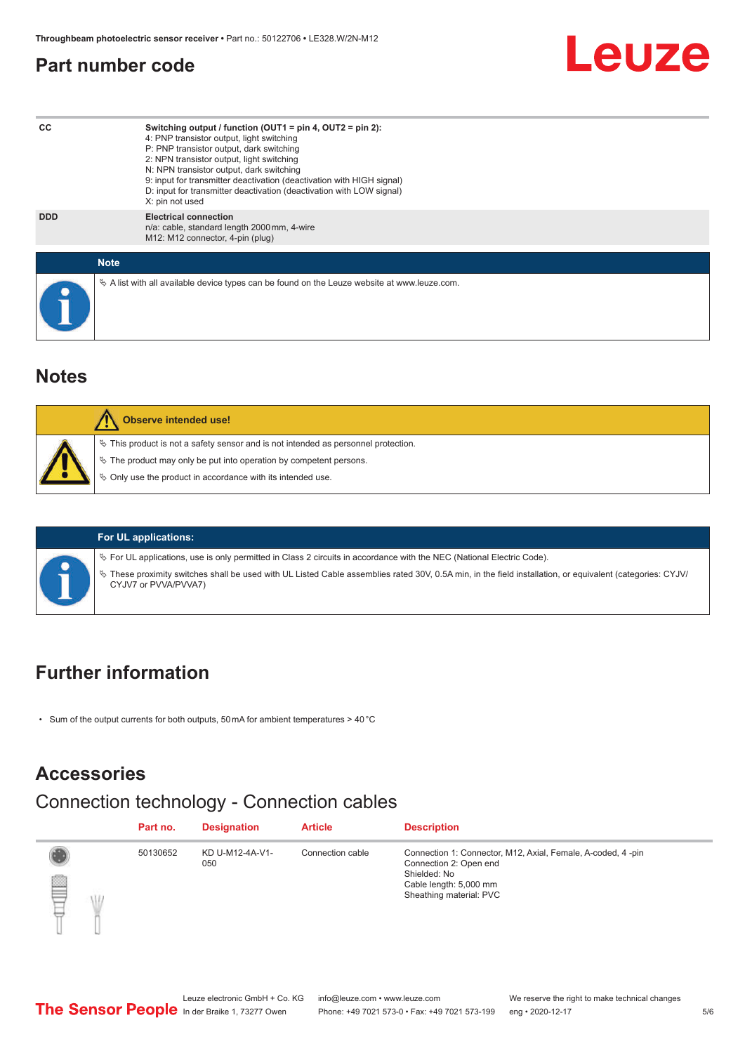## Part number code

| CC | **Switching output / function (OUT1 = pin 4, OUT2 = pin 2):**<br>4: PNP transistor output, light switching<br>P: PNP transistor output, dark switching<br>2: NPN transistor output, light switching<br>N: NPN transistor output, dark switching<br>9: input for transmitter deactivation (deactivation with HIGH signal)<br>D: input for transmitter deactivation (deactivation with LOW signal)<br>X: pin not used |
|---|---|
| DDD | **Electrical connection**<br>n/a: cable, standard length 2000 mm, 4-wire<br>M12: M12 connector, 4-pin (plug) |

**Note**

- A list with all available device types can be found on the Leuze website at www.leuze.com.

## Notes

**Observe intended use!**

- This product is not a safety sensor and is not intended as personnel protection.
- The product may only be put into operation by competent persons.
- Only use the product in accordance with its intended use.

**For UL applications:**

- For UL applications, use is only permitted in Class 2 circuits in accordance with the NEC (National Electric Code).
- These proximity switches shall be used with UL Listed Cable assemblies rated 30V, 0.5A min, in the field installation, or equivalent (categories: CYJV/CYJV7 or PVVA/PVVA7)

## Further information

- Sum of the output currents for both outputs, 50 mA for ambient temperatures > 40 °C

## Accessories

### Connection technology - Connection cables

| Part no. | Designation | Article | Description |
|---|---|---|---|
| 50130652 | KD U-M12-4A-V1-050 | Connection cable | Connection 1: Connector, M12, Axial, Female, A-coded, 4 -pin<br>Connection 2: Open end<br>Shielded: No<br>Cable length: 5,000 mm<br>Sheathing material: PVC |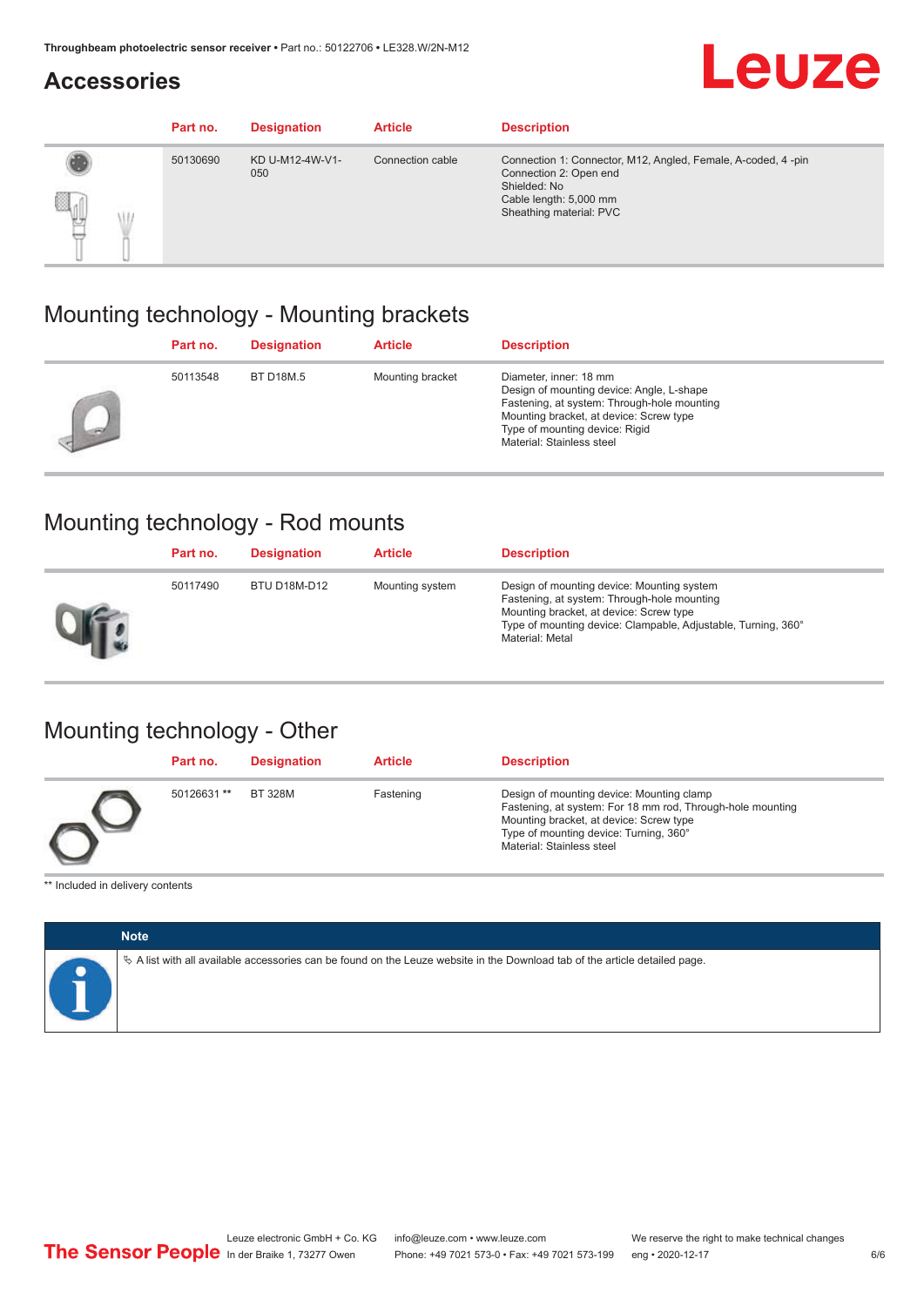## Accessories

| Part no. | Designation | Article | Description |
|---|---|---|---|
| 50130690 | KD U-M12-4W-V1-050 | Connection cable | Connection 1: Connector, M12, Angled, Female, A-coded, 4 -pin<br>Connection 2: Open end<br>Shielded: No<br>Cable length: 5,000 mm<br>Sheathing material: PVC |

## Mounting technology - Mounting brackets

| Part no. | Designation | Article | Description |
|---|---|---|---|
| 50113548 | BT D18M.5 | Mounting bracket | Diameter, inner: 18 mm<br>Design of mounting device: Angle, L-shape<br>Fastening, at system: Through-hole mounting<br>Mounting bracket, at device: Screw type<br>Type of mounting device: Rigid<br>Material: Stainless steel |

## Mounting technology - Rod mounts

| Part no. | Designation | Article | Description |
|---|---|---|---|
| 50117490 | BTU D18M-D12 | Mounting system | Design of mounting device: Mounting system<br>Fastening, at system: Through-hole mounting<br>Mounting bracket, at device: Screw type<br>Type of mounting device: Clampable, Adjustable, Turning, 360°<br>Material: Metal |

## Mounting technology - Other

| Part no. | Designation | Article | Description |
|---|---|---|---|
| 50126631 ** | BT 328M | Fastening | Design of mounting device: Mounting clamp<br>Fastening, at system: For 18 mm rod, Through-hole mounting<br>Mounting bracket, at device: Screw type<br>Type of mounting device: Turning, 360°<br>Material: Stainless steel |

** Included in delivery contents

**Note**

🔖 A list with all available accessories can be found on the Leuze website in the Download tab of the article detailed page.